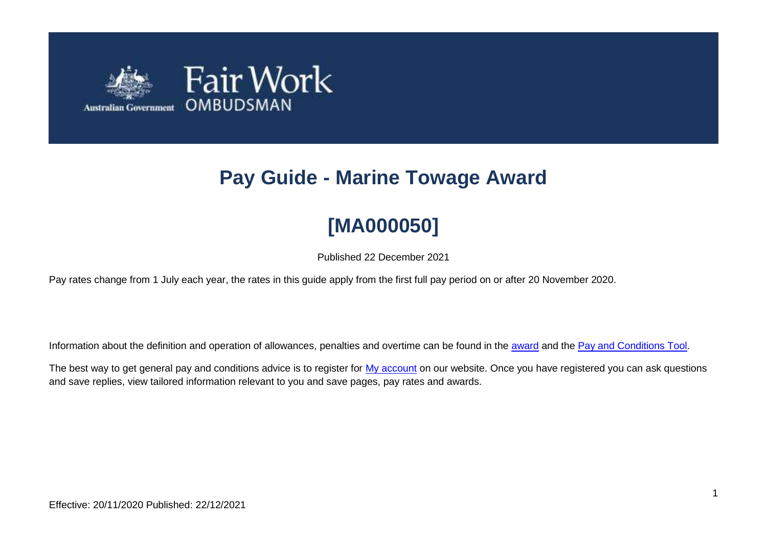# Pay Guide - Marine Towage Award

# [MA000050]

Published 22 December 2021

Pay rates change from 1 July each year, the rates in this guide apply from the first full pay period on or after 20 November 2020.

Information about the definition and operation of allowances, penalties and overtime can be found in the award and the Pay and Conditions Tool.

The best way to get general pay and conditions advice is to register for My account on our website. Once you have registered you can ask questions and save replies, view tailored information relevant to you and save pages, pay rates and awards.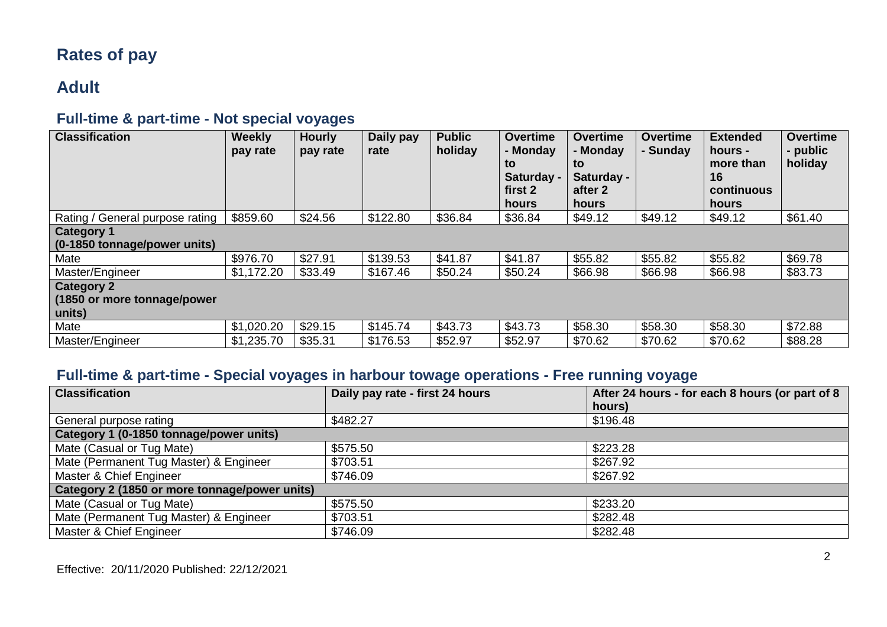# Rates of pay

## Adult

### Full-time & part-time - Not special voyages

| Classification | Weekly pay rate | Hourly pay rate | Daily pay rate | Public holiday | Overtime - Monday to Saturday - first 2 hours | Overtime - Monday to Saturday - after 2 hours | Overtime - Sunday | Extended hours - more than 16 continuous hours | Overtime - public holiday |
|---|---|---|---|---|---|---|---|---|---|
| Rating / General purpose rating | $859.60 | $24.56 | $122.80 | $36.84 | $36.84 | $49.12 | $49.12 | $49.12 | $61.40 |
| **Category 1 (0-1850 tonnage/power units)** | | | | | | | | | |
| Mate | $976.70 | $27.91 | $139.53 | $41.87 | $41.87 | $55.82 | $55.82 | $55.82 | $69.78 |
| Master/Engineer | $1,172.20 | $33.49 | $167.46 | $50.24 | $50.24 | $66.98 | $66.98 | $66.98 | $83.73 |
| **Category 2 (1850 or more tonnage/power units)** | | | | | | | | | |
| Mate | $1,020.20 | $29.15 | $145.74 | $43.73 | $43.73 | $58.30 | $58.30 | $58.30 | $72.88 |
| Master/Engineer | $1,235.70 | $35.31 | $176.53 | $52.97 | $52.97 | $70.62 | $70.62 | $70.62 | $88.28 |

### Full-time & part-time - Special voyages in harbour towage operations - Free running voyage

| Classification | Daily pay rate - first 24 hours | After 24 hours - for each 8 hours (or part of 8 hours) |
|---|---|---|
| General purpose rating | $482.27 | $196.48 |
| **Category 1 (0-1850 tonnage/power units)** | | |
| Mate (Casual or Tug Mate) | $575.50 | $223.28 |
| Mate (Permanent Tug Master) & Engineer | $703.51 | $267.92 |
| Master & Chief Engineer | $746.09 | $267.92 |
| **Category 2 (1850 or more tonnage/power units)** | | |
| Mate (Casual or Tug Mate) | $575.50 | $233.20 |
| Mate (Permanent Tug Master) & Engineer | $703.51 | $282.48 |
| Master & Chief Engineer | $746.09 | $282.48 |

Effective: 20/11/2020 Published: 22/12/2021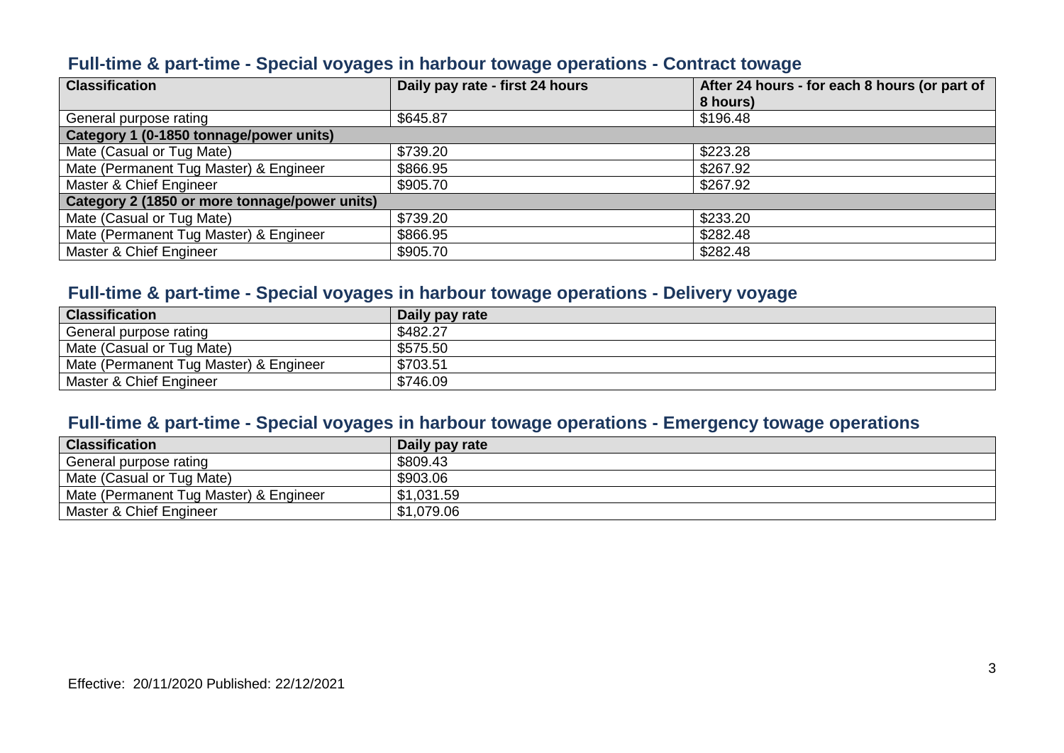## Full-time & part-time - Special voyages in harbour towage operations - Contract towage

| Classification | Daily pay rate - first 24 hours | After 24 hours - for each 8 hours (or part of 8 hours) |
|---|---|---|
| General purpose rating | $645.87 | $196.48 |
| **Category 1 (0-1850 tonnage/power units)** | | |
| Mate (Casual or Tug Mate) | $739.20 | $223.28 |
| Mate (Permanent Tug Master) & Engineer | $866.95 | $267.92 |
| Master & Chief Engineer | $905.70 | $267.92 |
| **Category 2 (1850 or more tonnage/power units)** | | |
| Mate (Casual or Tug Mate) | $739.20 | $233.20 |
| Mate (Permanent Tug Master) & Engineer | $866.95 | $282.48 |
| Master & Chief Engineer | $905.70 | $282.48 |

## Full-time & part-time - Special voyages in harbour towage operations - Delivery voyage

| Classification | Daily pay rate |
|---|---|
| General purpose rating | $482.27 |
| Mate (Casual or Tug Mate) | $575.50 |
| Mate (Permanent Tug Master) & Engineer | $703.51 |
| Master & Chief Engineer | $746.09 |

## Full-time & part-time - Special voyages in harbour towage operations - Emergency towage operations

| Classification | Daily pay rate |
|---|---|
| General purpose rating | $809.43 |
| Mate (Casual or Tug Mate) | $903.06 |
| Mate (Permanent Tug Master) & Engineer | $1,031.59 |
| Master & Chief Engineer | $1,079.06 |

Effective: 20/11/2020 Published: 22/12/2021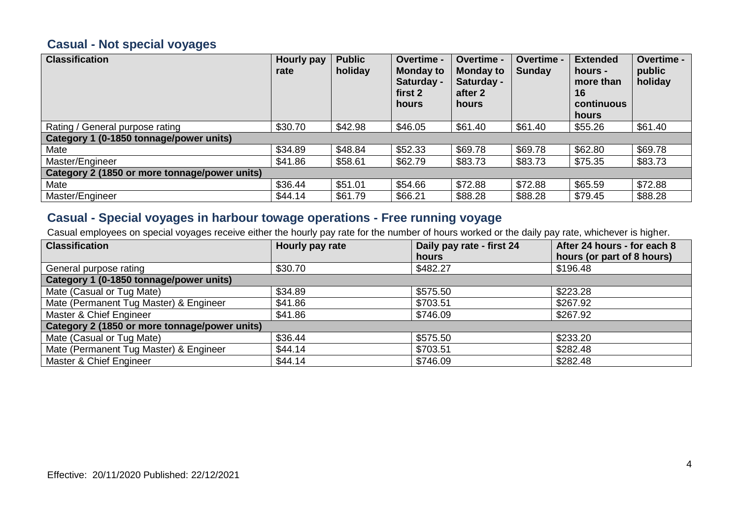## Casual - Not special voyages

| Classification | Hourly pay rate | Public holiday | Overtime - Monday to Saturday - first 2 hours | Overtime - Monday to Saturday - after 2 hours | Overtime - Sunday | Extended hours - more than 16 continuous hours | Overtime - public holiday |
|---|---|---|---|---|---|---|---|
| Rating / General purpose rating | $30.70 | $42.98 | $46.05 | $61.40 | $61.40 | $55.26 | $61.40 |
| **Category 1 (0-1850 tonnage/power units)** | | | | | | | |
| Mate | $34.89 | $48.84 | $52.33 | $69.78 | $69.78 | $62.80 | $69.78 |
| Master/Engineer | $41.86 | $58.61 | $62.79 | $83.73 | $83.73 | $75.35 | $83.73 |
| **Category 2 (1850 or more tonnage/power units)** | | | | | | | |
| Mate | $36.44 | $51.01 | $54.66 | $72.88 | $72.88 | $65.59 | $72.88 |
| Master/Engineer | $44.14 | $61.79 | $66.21 | $88.28 | $88.28 | $79.45 | $88.28 |

## Casual - Special voyages in harbour towage operations - Free running voyage

Casual employees on special voyages receive either the hourly pay rate for the number of hours worked or the daily pay rate, whichever is higher.

| Classification | Hourly pay rate | Daily pay rate - first 24 hours | After 24 hours - for each 8 hours (or part of 8 hours) |
|---|---|---|---|
| General purpose rating | $30.70 | $482.27 | $196.48 |
| **Category 1 (0-1850 tonnage/power units)** | | | |
| Mate (Casual or Tug Mate) | $34.89 | $575.50 | $223.28 |
| Mate (Permanent Tug Master) & Engineer | $41.86 | $703.51 | $267.92 |
| Master & Chief Engineer | $41.86 | $746.09 | $267.92 |
| **Category 2 (1850 or more tonnage/power units)** | | | |
| Mate (Casual or Tug Mate) | $36.44 | $575.50 | $233.20 |
| Mate (Permanent Tug Master) & Engineer | $44.14 | $703.51 | $282.48 |
| Master & Chief Engineer | $44.14 | $746.09 | $282.48 |

Effective: 20/11/2020 Published: 22/12/2021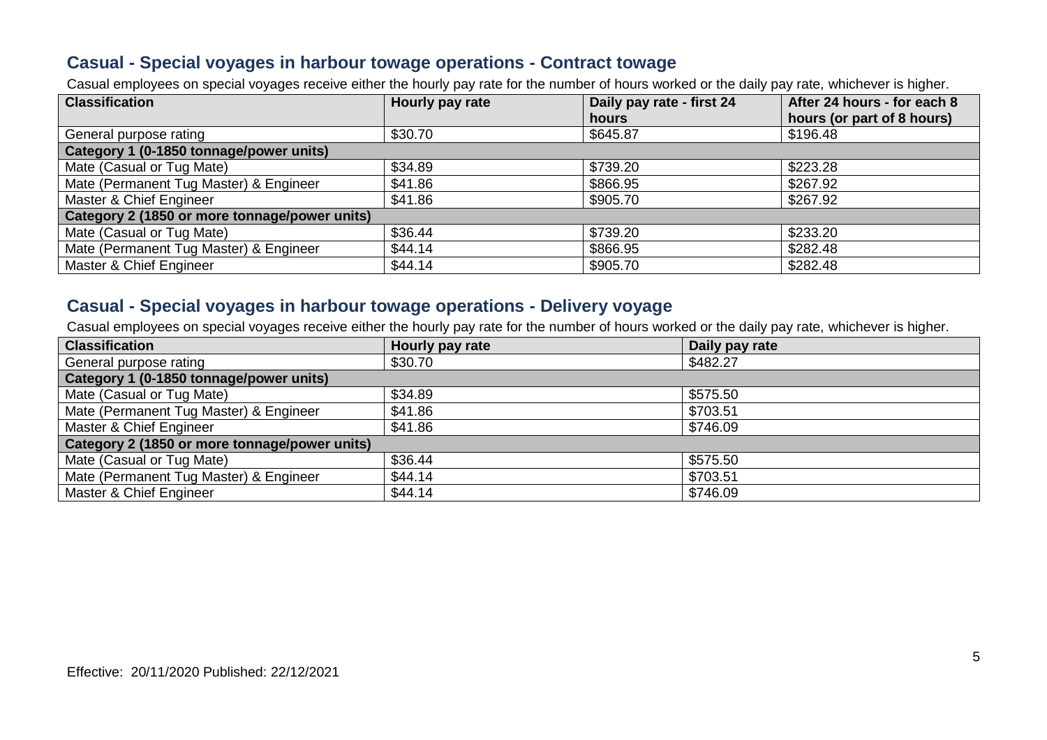## Casual - Special voyages in harbour towage operations - Contract towage

Casual employees on special voyages receive either the hourly pay rate for the number of hours worked or the daily pay rate, whichever is higher.

| Classification | Hourly pay rate | Daily pay rate - first 24 hours | After 24 hours - for each 8 hours (or part of 8 hours) |
|---|---|---|---|
| General purpose rating | $30.70 | $645.87 | $196.48 |
| **Category 1 (0-1850 tonnage/power units)** | | | |
| Mate (Casual or Tug Mate) | $34.89 | $739.20 | $223.28 |
| Mate (Permanent Tug Master) & Engineer | $41.86 | $866.95 | $267.92 |
| Master & Chief Engineer | $41.86 | $905.70 | $267.92 |
| **Category 2 (1850 or more tonnage/power units)** | | | |
| Mate (Casual or Tug Mate) | $36.44 | $739.20 | $233.20 |
| Mate (Permanent Tug Master) & Engineer | $44.14 | $866.95 | $282.48 |
| Master & Chief Engineer | $44.14 | $905.70 | $282.48 |

## Casual - Special voyages in harbour towage operations - Delivery voyage

Casual employees on special voyages receive either the hourly pay rate for the number of hours worked or the daily pay rate, whichever is higher.

| Classification | Hourly pay rate | Daily pay rate |
|---|---|---|
| General purpose rating | $30.70 | $482.27 |
| **Category 1 (0-1850 tonnage/power units)** | | |
| Mate (Casual or Tug Mate) | $34.89 | $575.50 |
| Mate (Permanent Tug Master) & Engineer | $41.86 | $703.51 |
| Master & Chief Engineer | $41.86 | $746.09 |
| **Category 2 (1850 or more tonnage/power units)** | | |
| Mate (Casual or Tug Mate) | $36.44 | $575.50 |
| Mate (Permanent Tug Master) & Engineer | $44.14 | $703.51 |
| Master & Chief Engineer | $44.14 | $746.09 |

Effective: 20/11/2020 Published: 22/12/2021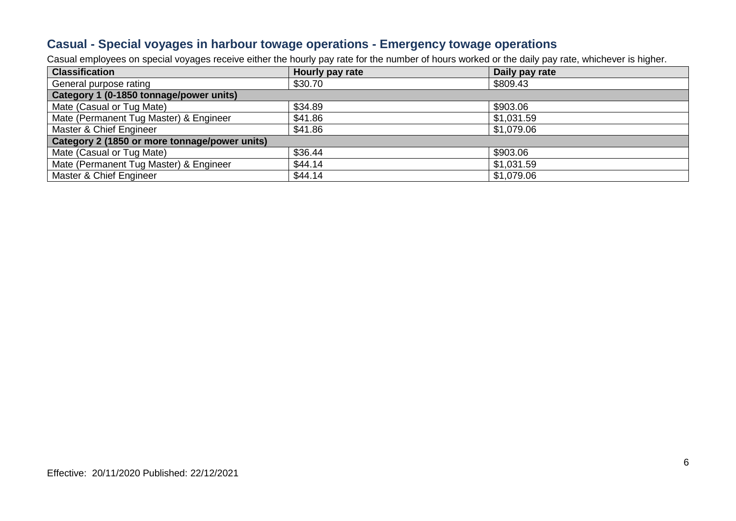## Casual - Special voyages in harbour towage operations - Emergency towage operations

Casual employees on special voyages receive either the hourly pay rate for the number of hours worked or the daily pay rate, whichever is higher.

| Classification | Hourly pay rate | Daily pay rate |
|---|---|---|
| General purpose rating | $30.70 | $809.43 |
| **Category 1 (0-1850 tonnage/power units)** | | |
| Mate (Casual or Tug Mate) | $34.89 | $903.06 |
| Mate (Permanent Tug Master) & Engineer | $41.86 | $1,031.59 |
| Master & Chief Engineer | $41.86 | $1,079.06 |
| **Category 2 (1850 or more tonnage/power units)** | | |
| Mate (Casual or Tug Mate) | $36.44 | $903.06 |
| Mate (Permanent Tug Master) & Engineer | $44.14 | $1,031.59 |
| Master & Chief Engineer | $44.14 | $1,079.06 |

Effective: 20/11/2020 Published: 22/12/2021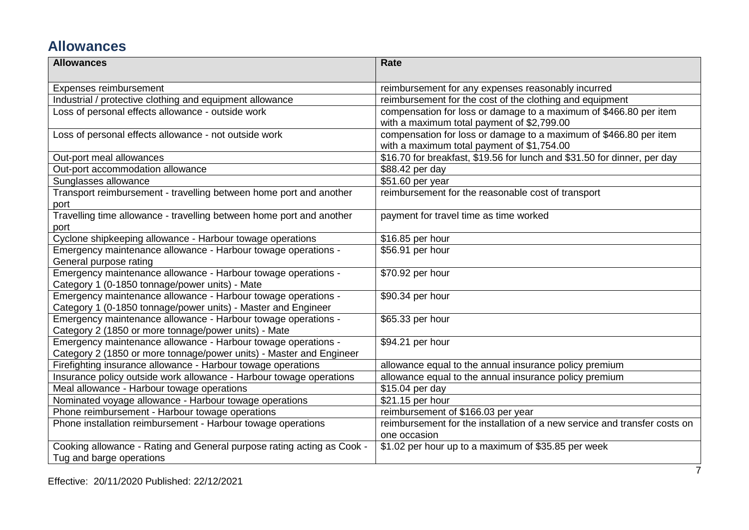## Allowances

| Allowances | Rate |
| --- | --- |
| Expenses reimbursement | reimbursement for any expenses reasonably incurred |
| Industrial / protective clothing and equipment allowance | reimbursement for the cost of the clothing and equipment |
| Loss of personal effects allowance - outside work | compensation for loss or damage to a maximum of $466.80 per item with a maximum total payment of $2,799.00 |
| Loss of personal effects allowance - not outside work | compensation for loss or damage to a maximum of $466.80 per item with a maximum total payment of $1,754.00 |
| Out-port meal allowances | $16.70 for breakfast, $19.56 for lunch and $31.50 for dinner, per day |
| Out-port accommodation allowance | $88.42 per day |
| Sunglasses allowance | $51.60 per year |
| Transport reimbursement - travelling between home port and another port | reimbursement for the reasonable cost of transport |
| Travelling time allowance - travelling between home port and another port | payment for travel time as time worked |
| Cyclone shipkeeping allowance - Harbour towage operations | $16.85 per hour |
| Emergency maintenance allowance - Harbour towage operations - General purpose rating | $56.91 per hour |
| Emergency maintenance allowance - Harbour towage operations - Category 1 (0-1850 tonnage/power units) - Mate | $70.92 per hour |
| Emergency maintenance allowance - Harbour towage operations - Category 1 (0-1850 tonnage/power units) - Master and Engineer | $90.34 per hour |
| Emergency maintenance allowance - Harbour towage operations - Category 2 (1850 or more tonnage/power units) - Mate | $65.33 per hour |
| Emergency maintenance allowance - Harbour towage operations - Category 2 (1850 or more tonnage/power units) - Master and Engineer | $94.21 per hour |
| Firefighting insurance allowance - Harbour towage operations | allowance equal to the annual insurance policy premium |
| Insurance policy outside work allowance - Harbour towage operations | allowance equal to the annual insurance policy premium |
| Meal allowance - Harbour towage operations | $15.04 per day |
| Nominated voyage allowance - Harbour towage operations | $21.15 per hour |
| Phone reimbursement - Harbour towage operations | reimbursement of $166.03 per year |
| Phone installation reimbursement - Harbour towage operations | reimbursement for the installation of a new service and transfer costs on one occasion |
| Cooking allowance - Rating and General purpose rating acting as Cook - Tug and barge operations | $1.02 per hour up to a maximum of $35.85 per week |

Effective: 20/11/2020 Published: 22/12/2021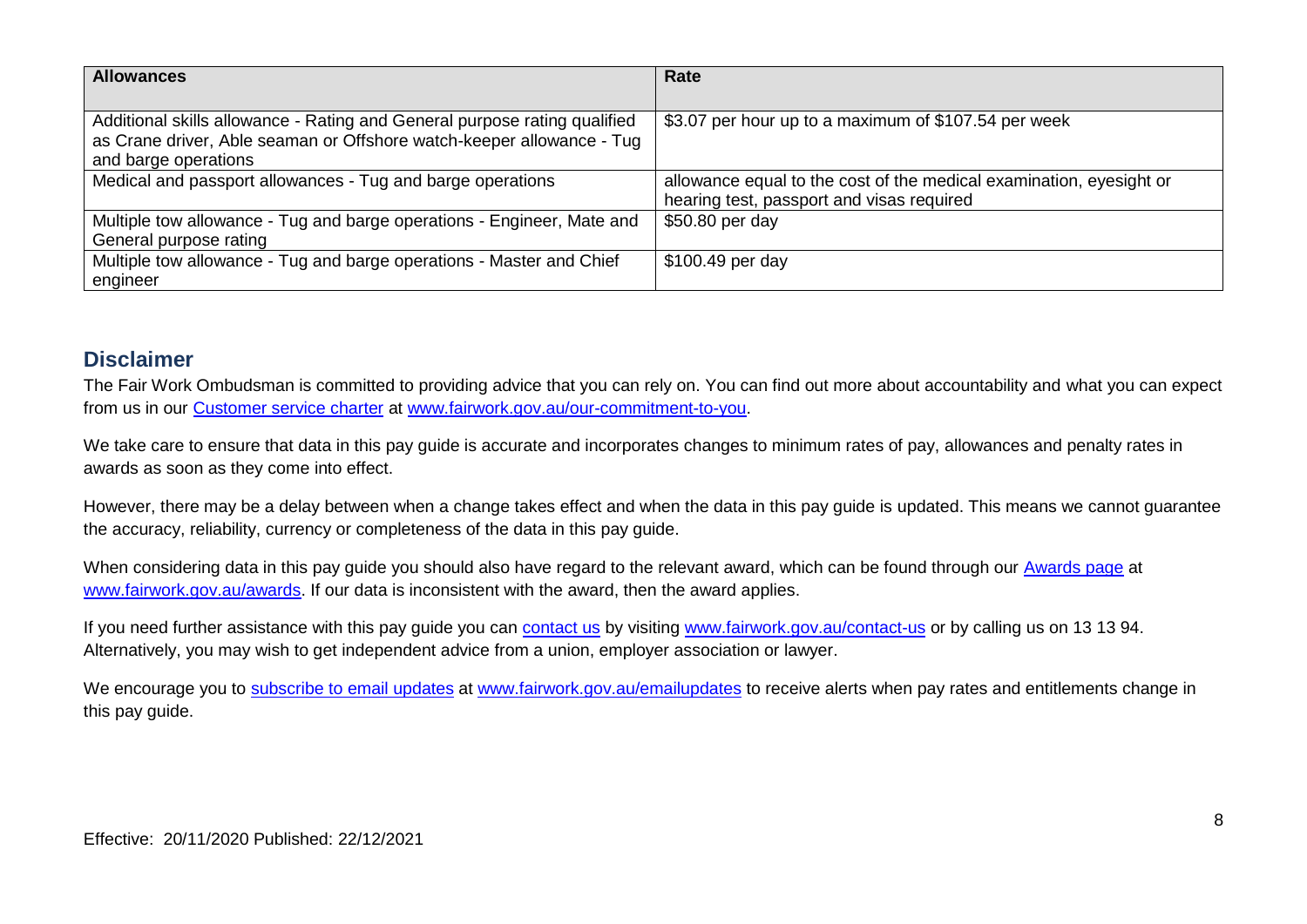| Allowances | Rate |
|---|---|
| Additional skills allowance - Rating and General purpose rating qualified as Crane driver, Able seaman or Offshore watch-keeper allowance - Tug and barge operations | $3.07 per hour up to a maximum of $107.54 per week |
| Medical and passport allowances - Tug and barge operations | allowance equal to the cost of the medical examination, eyesight or hearing test, passport and visas required |
| Multiple tow allowance - Tug and barge operations - Engineer, Mate and General purpose rating | $50.80 per day |
| Multiple tow allowance - Tug and barge operations - Master and Chief engineer | $100.49 per day |

## Disclaimer

The Fair Work Ombudsman is committed to providing advice that you can rely on. You can find out more about accountability and what you can expect from us in our [Customer service charter](www.fairwork.gov.au/our-commitment-to-you) at [www.fairwork.gov.au/our-commitment-to-you](www.fairwork.gov.au/our-commitment-to-you).

We take care to ensure that data in this pay guide is accurate and incorporates changes to minimum rates of pay, allowances and penalty rates in awards as soon as they come into effect.

However, there may be a delay between when a change takes effect and when the data in this pay guide is updated. This means we cannot guarantee the accuracy, reliability, currency or completeness of the data in this pay guide.

When considering data in this pay guide you should also have regard to the relevant award, which can be found through our [Awards page](www.fairwork.gov.au/awards) at [www.fairwork.gov.au/awards](www.fairwork.gov.au/awards). If our data is inconsistent with the award, then the award applies.

If you need further assistance with this pay guide you can [contact us](www.fairwork.gov.au/contact-us) by visiting [www.fairwork.gov.au/contact-us](www.fairwork.gov.au/contact-us) or by calling us on 13 13 94. Alternatively, you may wish to get independent advice from a union, employer association or lawyer.

We encourage you to [subscribe to email updates](www.fairwork.gov.au/emailupdates) at [www.fairwork.gov.au/emailupdates](www.fairwork.gov.au/emailupdates) to receive alerts when pay rates and entitlements change in this pay guide.